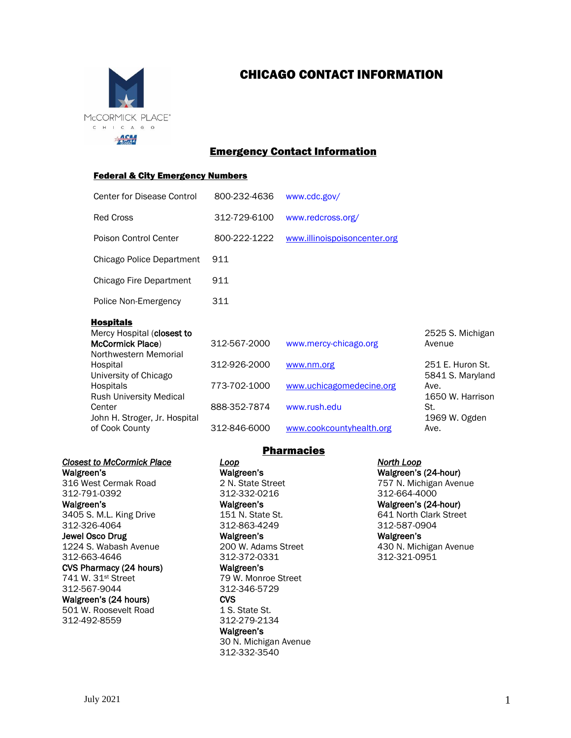# CHICAGO CONTACT INFORMATION

## Emergency Contact Information

### Federal & City Emergency Numbers

| | | |
|---|---|---|
| Center for Disease Control | 800-232-4636 | www.cdc.gov/ |
| Red Cross | 312-729-6100 | www.redcross.org/ |
| Poison Control Center | 800-222-1222 | www.illinoispoisoncenter.org |
| Chicago Police Department | 911 | |
| Chicago Fire Department | 911 | |
| Police Non-Emergency | 311 | |

### Hospitals

| | | | |
|---|---|---|---|
| Mercy Hospital (**closest to McCormick Place**) | 312-567-2000 | www.mercy-chicago.org | 2525 S. Michigan Avenue |
| Northwestern Memorial Hospital | 312-926-2000 | www.nm.org | 251 E. Huron St. |
| University of Chicago Hospitals | 773-702-1000 | www.uchicagomedecine.org | 5841 S. Maryland Ave. |
| Rush University Medical Center | 888-352-7874 | www.rush.edu | 1650 W. Harrison St. |
| John H. Stroger, Jr. Hospital of Cook County | 312-846-6000 | www.cookcountyhealth.org | 1969 W. Ogden Ave. |

## Pharmacies

***Closest to McCormick Place***

**Walgreen's**
316 West Cermak Road
312-791-0392

**Walgreen's**
3405 S. M.L. King Drive
312-326-4064

**Jewel Osco Drug**
1224 S. Wabash Avenue
312-663-4646

**CVS Pharmacy (24 hours)**
741 W. 31st Street
312-567-9044

**Walgreen's (24 hours)**
501 W. Roosevelt Road
312-492-8559

***Loop***

**Walgreen's**
2 N. State Street
312-332-0216

**Walgreen's**
151 N. State St.
312-863-4249

**Walgreen's**
200 W. Adams Street
312-372-0331

**Walgreen's**
79 W. Monroe Street
312-346-5729

**CVS**
1 S. State St.
312-279-2134

**Walgreen's**
30 N. Michigan Avenue
312-332-3540

***North Loop***

**Walgreen's (24-hour)**
757 N. Michigan Avenue
312-664-4000

**Walgreen's (24-hour)**
641 North Clark Street
312-587-0904

**Walgreen's**
430 N. Michigan Avenue
312-321-0951

July 2021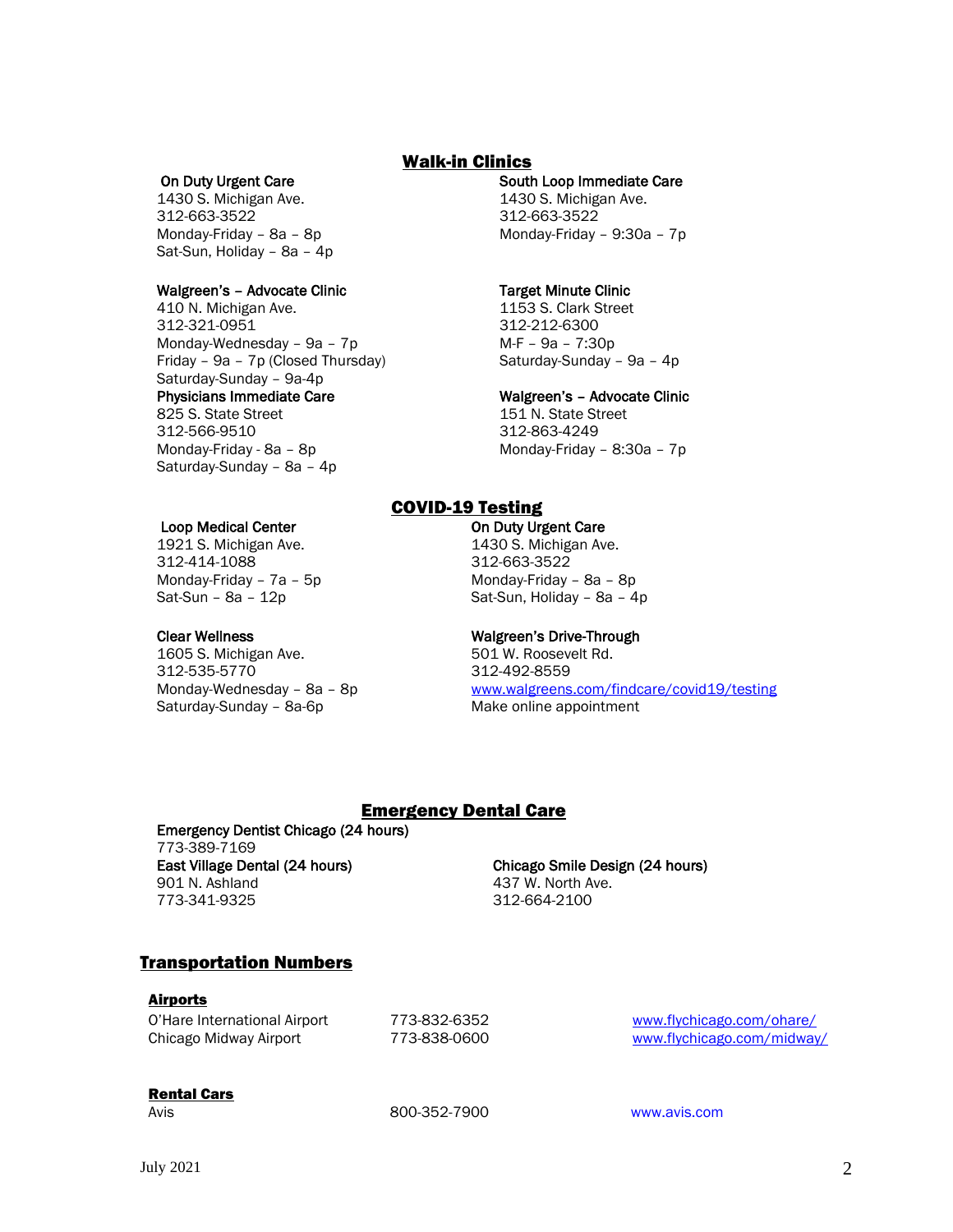## Walk-in Clinics

**On Duty Urgent Care**
1430 S. Michigan Ave.
312-663-3522
Monday-Friday – 8a – 8p
Sat-Sun, Holiday – 8a – 4p

**South Loop Immediate Care**
1430 S. Michigan Ave.
312-663-3522
Monday-Friday – 9:30a – 7p

**Walgreen's – Advocate Clinic**
410 N. Michigan Ave.
312-321-0951
Monday-Wednesday – 9a – 7p
Friday – 9a – 7p (Closed Thursday)
Saturday-Sunday – 9a-4p

**Target Minute Clinic**
1153 S. Clark Street
312-212-6300
M-F – 9a – 7:30p
Saturday-Sunday – 9a – 4p

**Physicians Immediate Care**
825 S. State Street
312-566-9510
Monday-Friday - 8a – 8p
Saturday-Sunday – 8a – 4p

**Walgreen's – Advocate Clinic**
151 N. State Street
312-863-4249
Monday-Friday – 8:30a – 7p

## COVID-19 Testing

**Loop Medical Center**
1921 S. Michigan Ave.
312-414-1088
Monday-Friday – 7a – 5p
Sat-Sun – 8a – 12p

**On Duty Urgent Care**
1430 S. Michigan Ave.
312-663-3522
Monday-Friday – 8a – 8p
Sat-Sun, Holiday – 8a – 4p

**Clear Wellness**
1605 S. Michigan Ave.
312-535-5770
Monday-Wednesday – 8a – 8p
Saturday-Sunday – 8a-6p

**Walgreen's Drive-Through**
501 W. Roosevelt Rd.
312-492-8559
www.walgreens.com/findcare/covid19/testing
Make online appointment

## Emergency Dental Care

**Emergency Dentist Chicago (24 hours)**
773-389-7169

**East Village Dental (24 hours)**
901 N. Ashland
773-341-9325

**Chicago Smile Design (24 hours)**
437 W. North Ave.
312-664-2100

## Transportation Numbers

### Airports

| | | |
|---|---|---|
| O'Hare International Airport | 773-832-6352 | www.flychicago.com/ohare/ |
| Chicago Midway Airport | 773-838-0600 | www.flychicago.com/midway/ |

### Rental Cars

| | | |
|---|---|---|
| Avis | 800-352-7900 | www.avis.com |

July 2021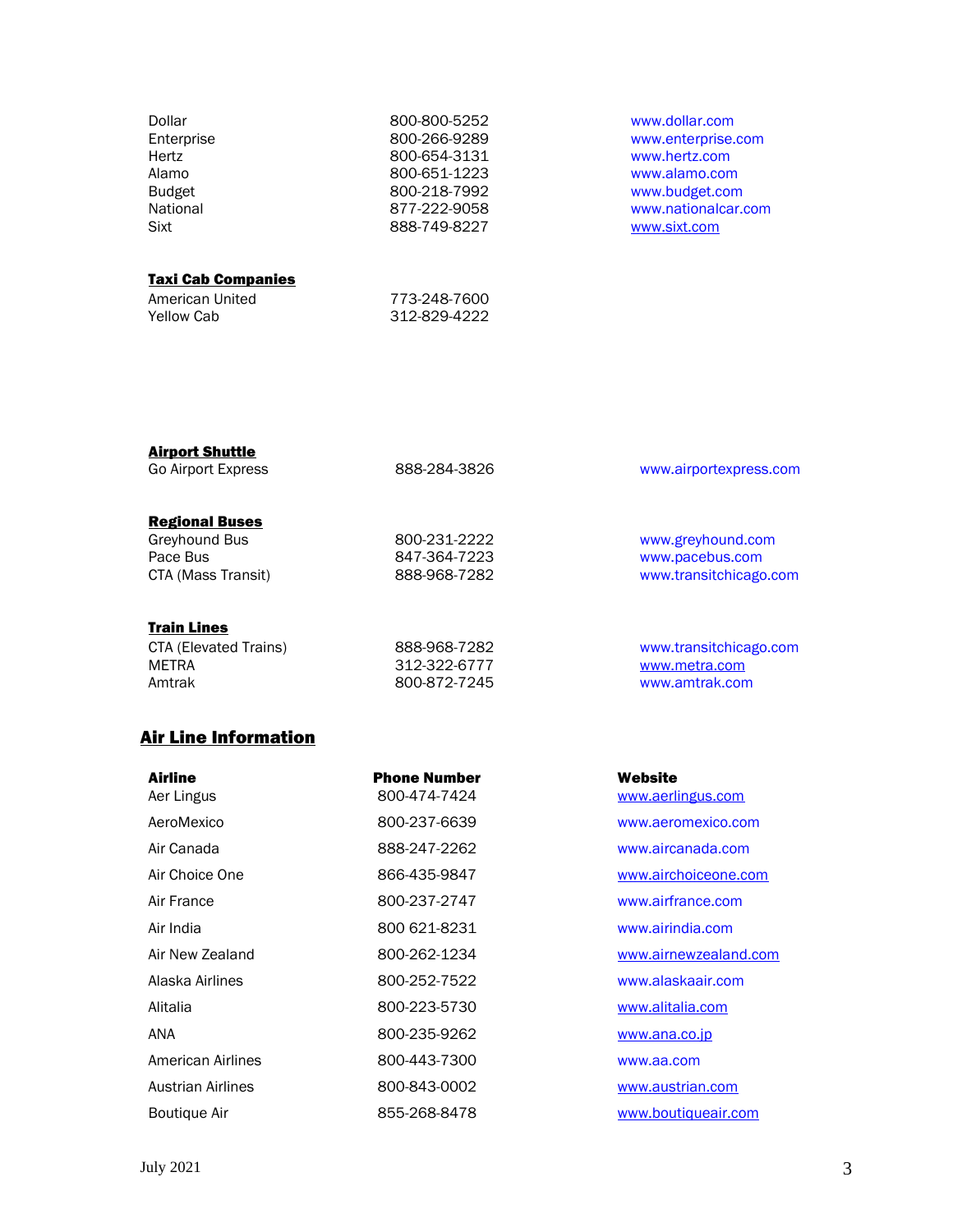| | | |
|---|---|---|
| Dollar | 800-800-5252 | www.dollar.com |
| Enterprise | 800-266-9289 | www.enterprise.com |
| Hertz | 800-654-3131 | www.hertz.com |
| Alamo | 800-651-1223 | www.alamo.com |
| Budget | 800-218-7992 | www.budget.com |
| National | 877-222-9058 | www.nationalcar.com |
| Sixt | 888-749-8227 | www.sixt.com |

**Taxi Cab Companies**

| | |
|---|---|
| American United | 773-248-7600 |
| Yellow Cab | 312-829-4222 |

**Airport Shuttle**

| | | |
|---|---|---|
| Go Airport Express | 888-284-3826 | www.airportexpress.com |

**Regional Buses**

| | | |
|---|---|---|
| Greyhound Bus | 800-231-2222 | www.greyhound.com |
| Pace Bus | 847-364-7223 | www.pacebus.com |
| CTA (Mass Transit) | 888-968-7282 | www.transitchicago.com |

**Train Lines**

| | | |
|---|---|---|
| CTA (Elevated Trains) | 888-968-7282 | www.transitchicago.com |
| METRA | 312-322-6777 | www.metra.com |
| Amtrak | 800-872-7245 | www.amtrak.com |

## Air Line Information

| Airline | Phone Number | Website |
|---|---|---|
| Aer Lingus | 800-474-7424 | www.aerlingus.com |
| AeroMexico | 800-237-6639 | www.aeromexico.com |
| Air Canada | 888-247-2262 | www.aircanada.com |
| Air Choice One | 866-435-9847 | www.airchoiceone.com |
| Air France | 800-237-2747 | www.airfrance.com |
| Air India | 800 621-8231 | www.airindia.com |
| Air New Zealand | 800-262-1234 | www.airnewzealand.com |
| Alaska Airlines | 800-252-7522 | www.alaskaair.com |
| Alitalia | 800-223-5730 | www.alitalia.com |
| ANA | 800-235-9262 | www.ana.co.jp |
| American Airlines | 800-443-7300 | www.aa.com |
| Austrian Airlines | 800-843-0002 | www.austrian.com |
| Boutique Air | 855-268-8478 | www.boutiqueair.com |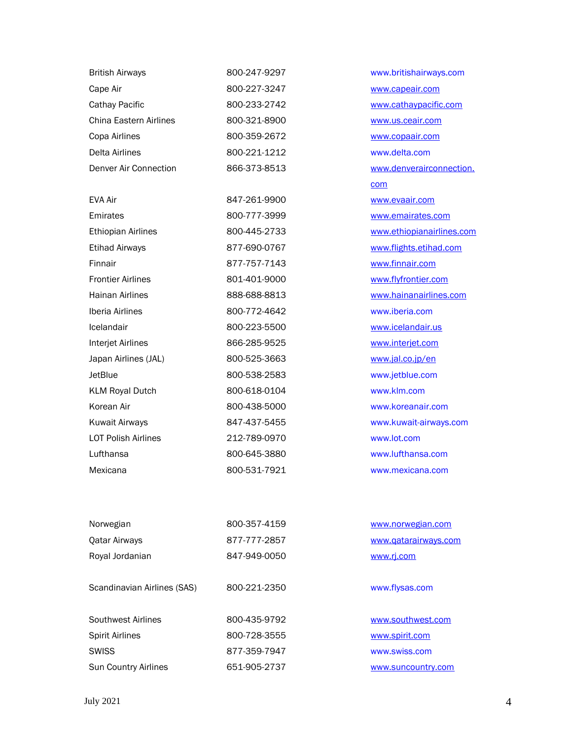| | | |
|---|---|---|
| British Airways | 800-247-9297 | www.britishairways.com |
| Cape Air | 800-227-3247 | www.capeair.com |
| Cathay Pacific | 800-233-2742 | www.cathaypacific.com |
| China Eastern Airlines | 800-321-8900 | www.us.ceair.com |
| Copa Airlines | 800-359-2672 | www.copaair.com |
| Delta Airlines | 800-221-1212 | www.delta.com |
| Denver Air Connection | 866-373-8513 | www.denverairconnection.com |
| EVA Air | 847-261-9900 | www.evaair.com |
| Emirates | 800-777-3999 | www.emairates.com |
| Ethiopian Airlines | 800-445-2733 | www.ethiopianairlines.com |
| Etihad Airways | 877-690-0767 | www.flights.etihad.com |
| Finnair | 877-757-7143 | www.finnair.com |
| Frontier Airlines | 801-401-9000 | www.flyfrontier.com |
| Hainan Airlines | 888-688-8813 | www.hainanairlines.com |
| Iberia Airlines | 800-772-4642 | www.iberia.com |
| Icelandair | 800-223-5500 | www.icelandair.us |
| Interjet Airlines | 866-285-9525 | www.interjet.com |
| Japan Airlines (JAL) | 800-525-3663 | www.jal.co.jp/en |
| JetBlue | 800-538-2583 | www.jetblue.com |
| KLM Royal Dutch | 800-618-0104 | www.klm.com |
| Korean Air | 800-438-5000 | www.koreanair.com |
| Kuwait Airways | 847-437-5455 | www.kuwait-airways.com |
| LOT Polish Airlines | 212-789-0970 | www.lot.com |
| Lufthansa | 800-645-3880 | www.lufthansa.com |
| Mexicana | 800-531-7921 | www.mexicana.com |
| Norwegian | 800-357-4159 | www.norwegian.com |
| Qatar Airways | 877-777-2857 | www.qatarairways.com |
| Royal Jordanian | 847-949-0050 | www.rj.com |
| Scandinavian Airlines (SAS) | 800-221-2350 | www.flysas.com |
| Southwest Airlines | 800-435-9792 | www.southwest.com |
| Spirit Airlines | 800-728-3555 | www.spirit.com |
| SWISS | 877-359-7947 | www.swiss.com |
| Sun Country Airlines | 651-905-2737 | www.suncountry.com |

July 2021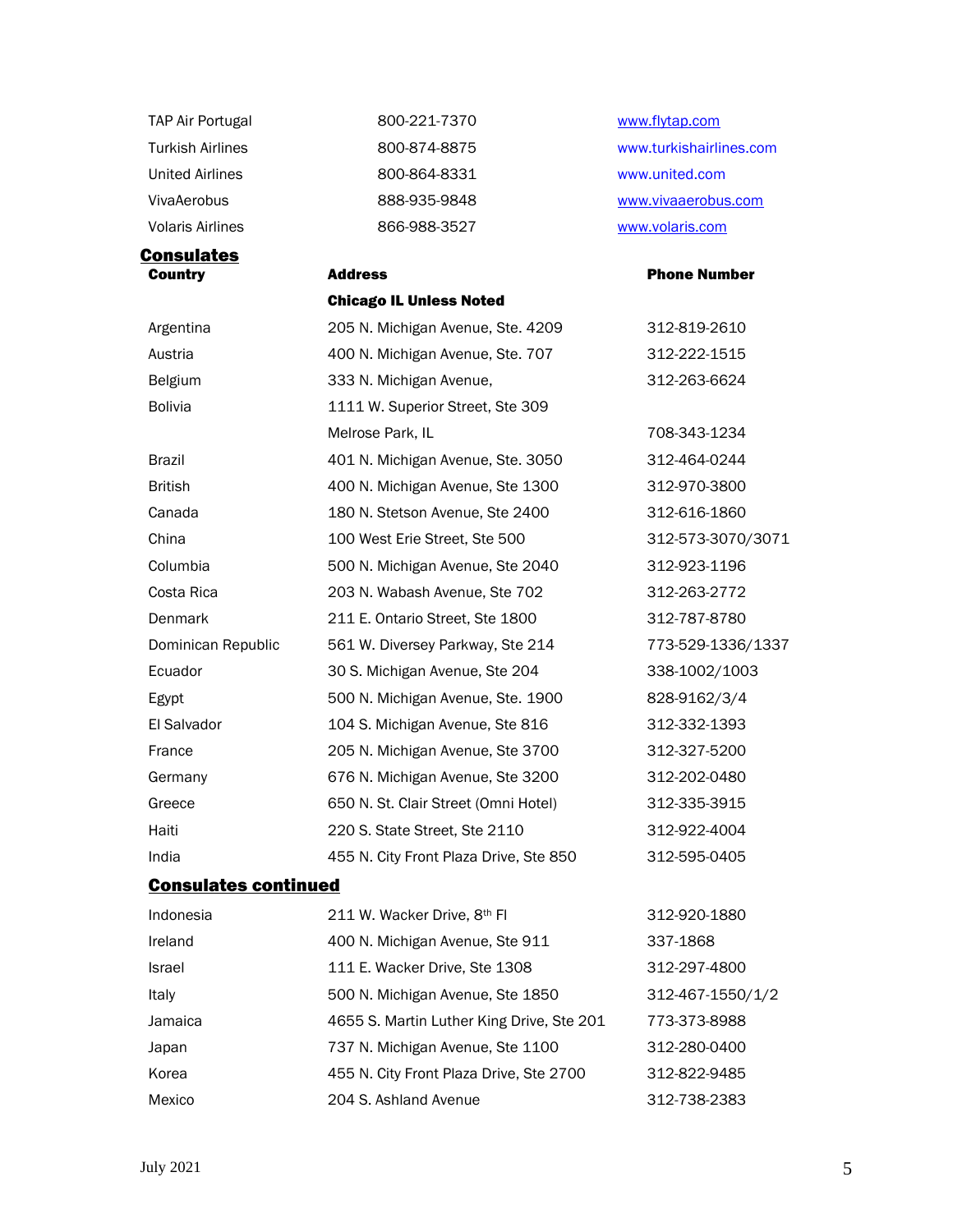| | | |
|---|---|---|
| TAP Air Portugal | 800-221-7370 | www.flytap.com |
| Turkish Airlines | 800-874-8875 | www.turkishairlines.com |
| United Airlines | 800-864-8331 | www.united.com |
| VivaAerobus | 888-935-9848 | www.vivaaerobus.com |
| Volaris Airlines | 866-988-3527 | www.volaris.com |

## Consulates

| **Country** | **Address** | **Phone Number** |
|---|---|---|
| | **Chicago IL Unless Noted** | |
| Argentina | 205 N. Michigan Avenue, Ste. 4209 | 312-819-2610 |
| Austria | 400 N. Michigan Avenue, Ste. 707 | 312-222-1515 |
| Belgium | 333 N. Michigan Avenue, | 312-263-6624 |
| Bolivia | 1111 W. Superior Street, Ste 309 | |
| | Melrose Park, IL | 708-343-1234 |
| Brazil | 401 N. Michigan Avenue, Ste. 3050 | 312-464-0244 |
| British | 400 N. Michigan Avenue, Ste 1300 | 312-970-3800 |
| Canada | 180 N. Stetson Avenue, Ste 2400 | 312-616-1860 |
| China | 100 West Erie Street, Ste 500 | 312-573-3070/3071 |
| Columbia | 500 N. Michigan Avenue, Ste 2040 | 312-923-1196 |
| Costa Rica | 203 N. Wabash Avenue, Ste 702 | 312-263-2772 |
| Denmark | 211 E. Ontario Street, Ste 1800 | 312-787-8780 |
| Dominican Republic | 561 W. Diversey Parkway, Ste 214 | 773-529-1336/1337 |
| Ecuador | 30 S. Michigan Avenue, Ste 204 | 338-1002/1003 |
| Egypt | 500 N. Michigan Avenue, Ste. 1900 | 828-9162/3/4 |
| El Salvador | 104 S. Michigan Avenue, Ste 816 | 312-332-1393 |
| France | 205 N. Michigan Avenue, Ste 3700 | 312-327-5200 |
| Germany | 676 N. Michigan Avenue, Ste 3200 | 312-202-0480 |
| Greece | 650 N. St. Clair Street (Omni Hotel) | 312-335-3915 |
| Haiti | 220 S. State Street, Ste 2110 | 312-922-4004 |
| India | 455 N. City Front Plaza Drive, Ste 850 | 312-595-0405 |

## Consulates continued

| | | |
|---|---|---|
| Indonesia | 211 W. Wacker Drive, 8th Fl | 312-920-1880 |
| Ireland | 400 N. Michigan Avenue, Ste 911 | 337-1868 |
| Israel | 111 E. Wacker Drive, Ste 1308 | 312-297-4800 |
| Italy | 500 N. Michigan Avenue, Ste 1850 | 312-467-1550/1/2 |
| Jamaica | 4655 S. Martin Luther King Drive, Ste 201 | 773-373-8988 |
| Japan | 737 N. Michigan Avenue, Ste 1100 | 312-280-0400 |
| Korea | 455 N. City Front Plaza Drive, Ste 2700 | 312-822-9485 |
| Mexico | 204 S. Ashland Avenue | 312-738-2383 |

July 2021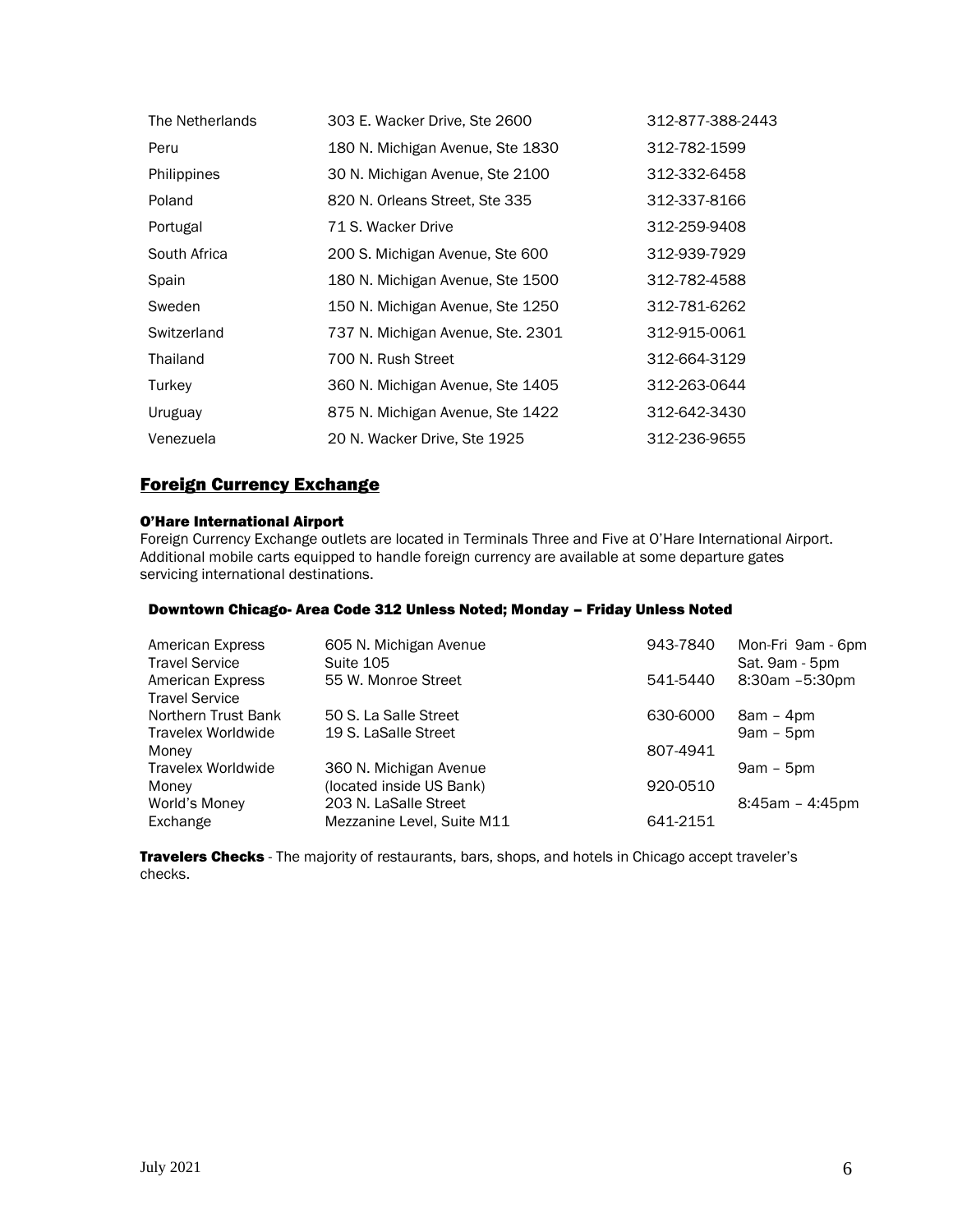| | | |
|---|---|---|
| The Netherlands | 303 E. Wacker Drive, Ste 2600 | 312-877-388-2443 |
| Peru | 180 N. Michigan Avenue, Ste 1830 | 312-782-1599 |
| Philippines | 30 N. Michigan Avenue, Ste 2100 | 312-332-6458 |
| Poland | 820 N. Orleans Street, Ste 335 | 312-337-8166 |
| Portugal | 71 S. Wacker Drive | 312-259-9408 |
| South Africa | 200 S. Michigan Avenue, Ste 600 | 312-939-7929 |
| Spain | 180 N. Michigan Avenue, Ste 1500 | 312-782-4588 |
| Sweden | 150 N. Michigan Avenue, Ste 1250 | 312-781-6262 |
| Switzerland | 737 N. Michigan Avenue, Ste. 2301 | 312-915-0061 |
| Thailand | 700 N. Rush Street | 312-664-3129 |
| Turkey | 360 N. Michigan Avenue, Ste 1405 | 312-263-0644 |
| Uruguay | 875 N. Michigan Avenue, Ste 1422 | 312-642-3430 |
| Venezuela | 20 N. Wacker Drive, Ste 1925 | 312-236-9655 |

## Foreign Currency Exchange

#### O'Hare International Airport

Foreign Currency Exchange outlets are located in Terminals Three and Five at O'Hare International Airport. Additional mobile carts equipped to handle foreign currency are available at some departure gates servicing international destinations.

#### Downtown Chicago- Area Code 312 Unless Noted; Monday – Friday Unless Noted

| | | | |
|---|---|---|---|
| American Express Travel Service | 605 N. Michigan Avenue Suite 105 | 943-7840 | Mon-Fri 9am - 6pm Sat. 9am - 5pm |
| American Express Travel Service | 55 W. Monroe Street | 541-5440 | 8:30am –5:30pm |
| Northern Trust Bank | 50 S. La Salle Street | 630-6000 | 8am – 4pm |
| Travelex Worldwide Money | 19 S. LaSalle Street | 807-4941 | 9am – 5pm |
| Travelex Worldwide Money | 360 N. Michigan Avenue (located inside US Bank) | 920-0510 | 9am – 5pm |
| World's Money Exchange | 203 N. LaSalle Street Mezzanine Level, Suite M11 | 641-2151 | 8:45am – 4:45pm |

**Travelers Checks** - The majority of restaurants, bars, shops, and hotels in Chicago accept traveler's checks.